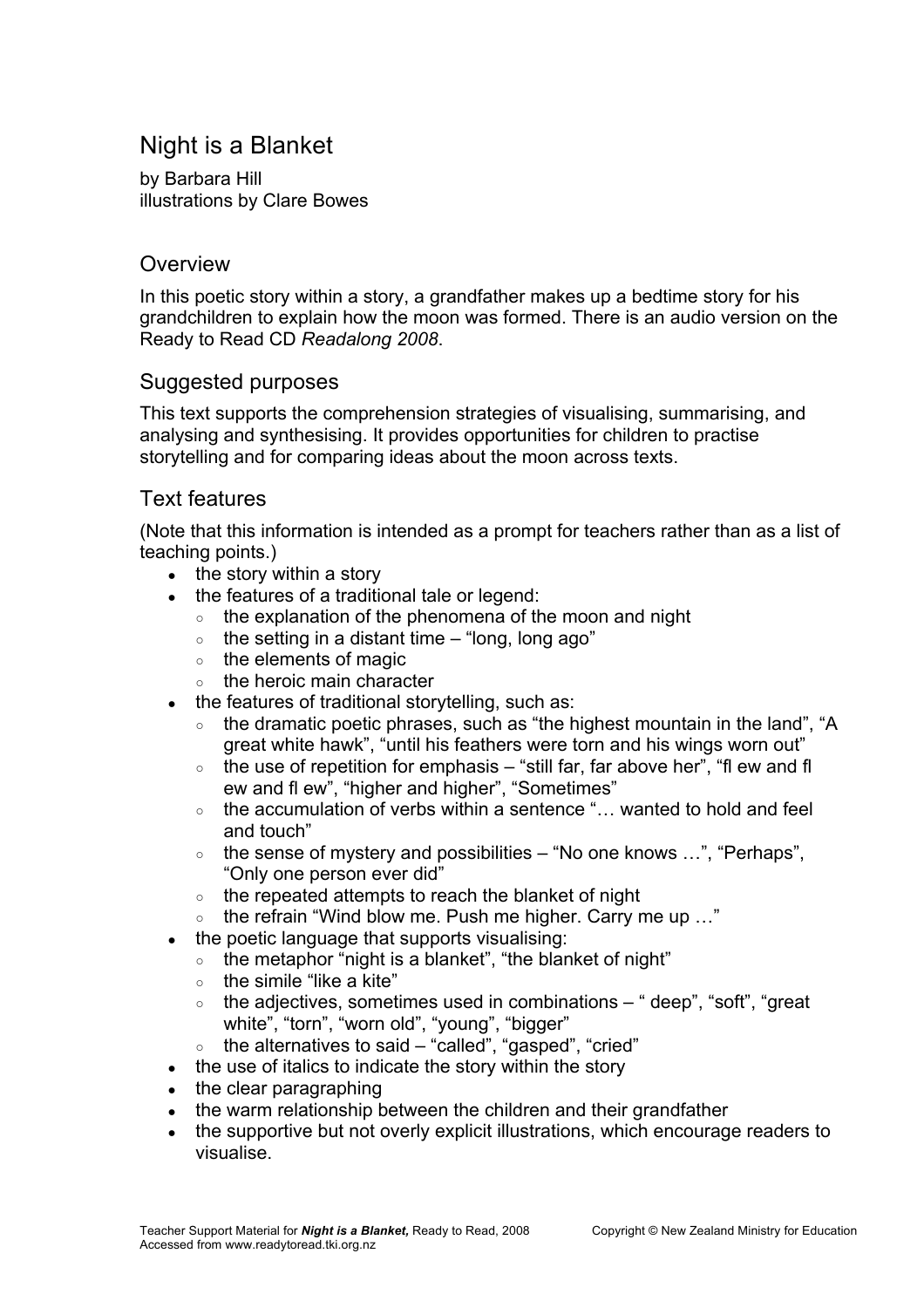# Night is a Blanket

by Barbara Hill
illustrations by Clare Bowes

## Overview

In this poetic story within a story, a grandfather makes up a bedtime story for his grandchildren to explain how the moon was formed. There is an audio version on the Ready to Read CD *Readalong 2008*.

## Suggested purposes

This text supports the comprehension strategies of visualising, summarising, and analysing and synthesising. It provides opportunities for children to practise storytelling and for comparing ideas about the moon across texts.

## Text features

(Note that this information is intended as a prompt for teachers rather than as a list of teaching points.)

- the story within a story
- the features of a traditional tale or legend:
  - the explanation of the phenomena of the moon and night
  - the setting in a distant time – "long, long ago"
  - the elements of magic
  - the heroic main character
- the features of traditional storytelling, such as:
  - the dramatic poetic phrases, such as "the highest mountain in the land", "A great white hawk", "until his feathers were torn and his wings worn out"
  - the use of repetition for emphasis – "still far, far above her", "fl ew and fl ew and fl ew", "higher and higher", "Sometimes"
  - the accumulation of verbs within a sentence "… wanted to hold and feel and touch"
  - the sense of mystery and possibilities – "No one knows …", "Perhaps", "Only one person ever did"
  - the repeated attempts to reach the blanket of night
  - the refrain "Wind blow me. Push me higher. Carry me up …"
- the poetic language that supports visualising:
  - the metaphor "night is a blanket", "the blanket of night"
  - the simile "like a kite"
  - the adjectives, sometimes used in combinations – " deep", "soft", "great white", "torn", "worn old", "young", "bigger"
  - the alternatives to said – "called", "gasped", "cried"
- the use of italics to indicate the story within the story
- the clear paragraphing
- the warm relationship between the children and their grandfather
- the supportive but not overly explicit illustrations, which encourage readers to visualise.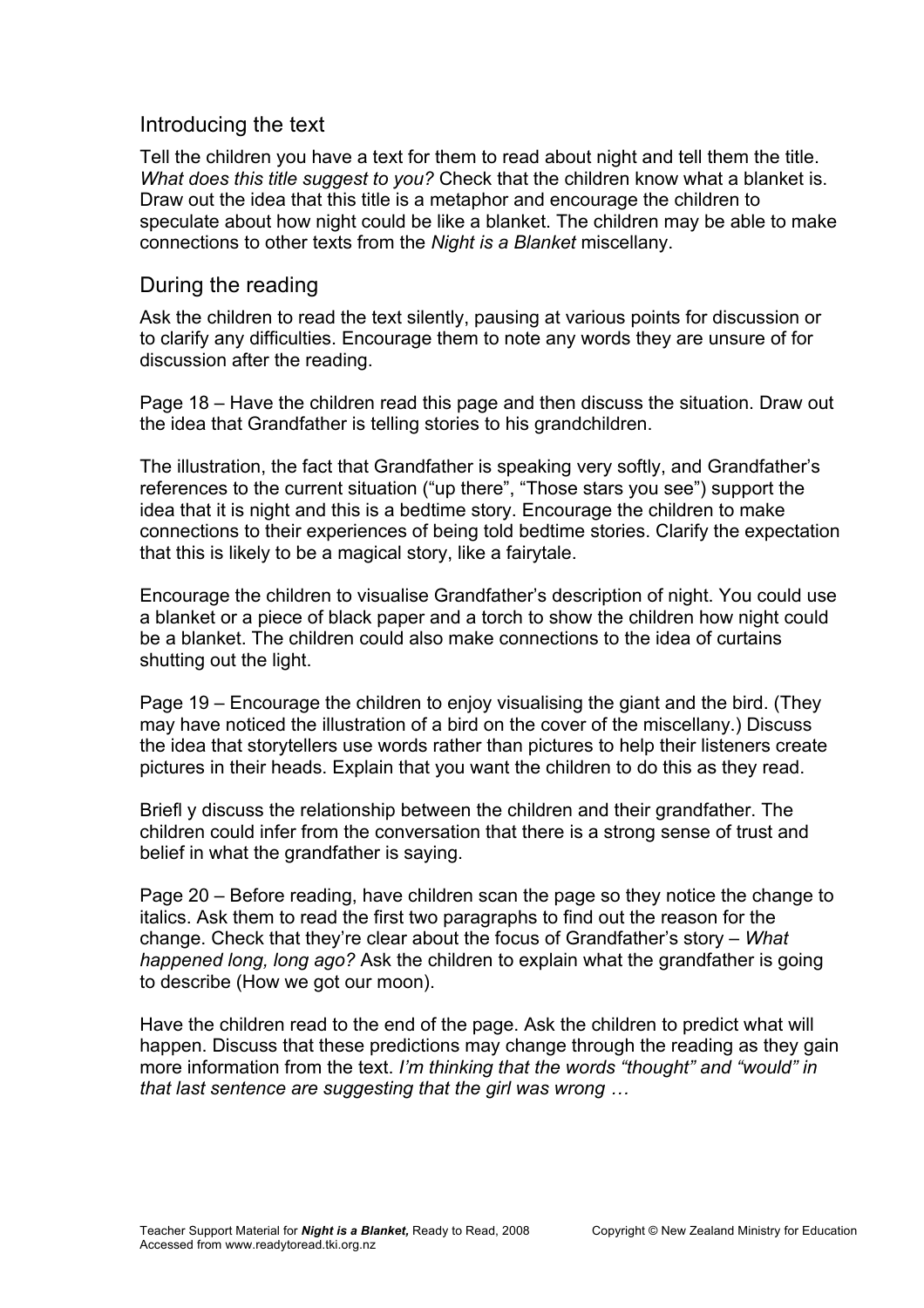## Introducing the text

Tell the children you have a text for them to read about night and tell them the title. *What does this title suggest to you?* Check that the children know what a blanket is. Draw out the idea that this title is a metaphor and encourage the children to speculate about how night could be like a blanket. The children may be able to make connections to other texts from the *Night is a Blanket* miscellany.

## During the reading

Ask the children to read the text silently, pausing at various points for discussion or to clarify any difficulties. Encourage them to note any words they are unsure of for discussion after the reading.

Page 18 – Have the children read this page and then discuss the situation. Draw out the idea that Grandfather is telling stories to his grandchildren.

The illustration, the fact that Grandfather is speaking very softly, and Grandfather's references to the current situation ("up there", "Those stars you see") support the idea that it is night and this is a bedtime story. Encourage the children to make connections to their experiences of being told bedtime stories. Clarify the expectation that this is likely to be a magical story, like a fairytale.

Encourage the children to visualise Grandfather's description of night. You could use a blanket or a piece of black paper and a torch to show the children how night could be a blanket. The children could also make connections to the idea of curtains shutting out the light.

Page 19 – Encourage the children to enjoy visualising the giant and the bird. (They may have noticed the illustration of a bird on the cover of the miscellany.) Discuss the idea that storytellers use words rather than pictures to help their listeners create pictures in their heads. Explain that you want the children to do this as they read.

Briefl y discuss the relationship between the children and their grandfather. The children could infer from the conversation that there is a strong sense of trust and belief in what the grandfather is saying.

Page 20 – Before reading, have children scan the page so they notice the change to italics. Ask them to read the first two paragraphs to find out the reason for the change. Check that they're clear about the focus of Grandfather's story – *What happened long, long ago?* Ask the children to explain what the grandfather is going to describe (How we got our moon).

Have the children read to the end of the page. Ask the children to predict what will happen. Discuss that these predictions may change through the reading as they gain more information from the text. *I'm thinking that the words "thought" and "would" in that last sentence are suggesting that the girl was wrong …*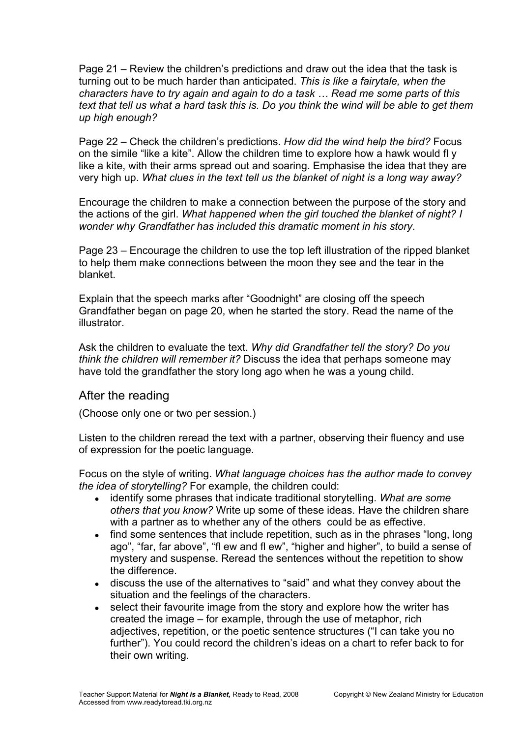Page 21 – Review the children's predictions and draw out the idea that the task is turning out to be much harder than anticipated. *This is like a fairytale, when the characters have to try again and again to do a task … Read me some parts of this text that tell us what a hard task this is. Do you think the wind will be able to get them up high enough?*

Page 22 – Check the children's predictions. *How did the wind help the bird?* Focus on the simile "like a kite". Allow the children time to explore how a hawk would fl y like a kite, with their arms spread out and soaring. Emphasise the idea that they are very high up. *What clues in the text tell us the blanket of night is a long way away?*

Encourage the children to make a connection between the purpose of the story and the actions of the girl. *What happened when the girl touched the blanket of night? I wonder why Grandfather has included this dramatic moment in his story*.

Page 23 – Encourage the children to use the top left illustration of the ripped blanket to help them make connections between the moon they see and the tear in the blanket.

Explain that the speech marks after "Goodnight" are closing off the speech Grandfather began on page 20, when he started the story. Read the name of the illustrator.

Ask the children to evaluate the text. *Why did Grandfather tell the story? Do you think the children will remember it?* Discuss the idea that perhaps someone may have told the grandfather the story long ago when he was a young child.

## After the reading

(Choose only one or two per session.)

Listen to the children reread the text with a partner, observing their fluency and use of expression for the poetic language.

Focus on the style of writing. *What language choices has the author made to convey the idea of storytelling?* For example, the children could:

- identify some phrases that indicate traditional storytelling. *What are some others that you know?* Write up some of these ideas. Have the children share with a partner as to whether any of the others could be as effective.
- find some sentences that include repetition, such as in the phrases "long, long ago", "far, far above", "fl ew and fl ew", "higher and higher", to build a sense of mystery and suspense. Reread the sentences without the repetition to show the difference.
- discuss the use of the alternatives to "said" and what they convey about the situation and the feelings of the characters.
- select their favourite image from the story and explore how the writer has created the image – for example, through the use of metaphor, rich adjectives, repetition, or the poetic sentence structures ("I can take you no further"). You could record the children's ideas on a chart to refer back to for their own writing.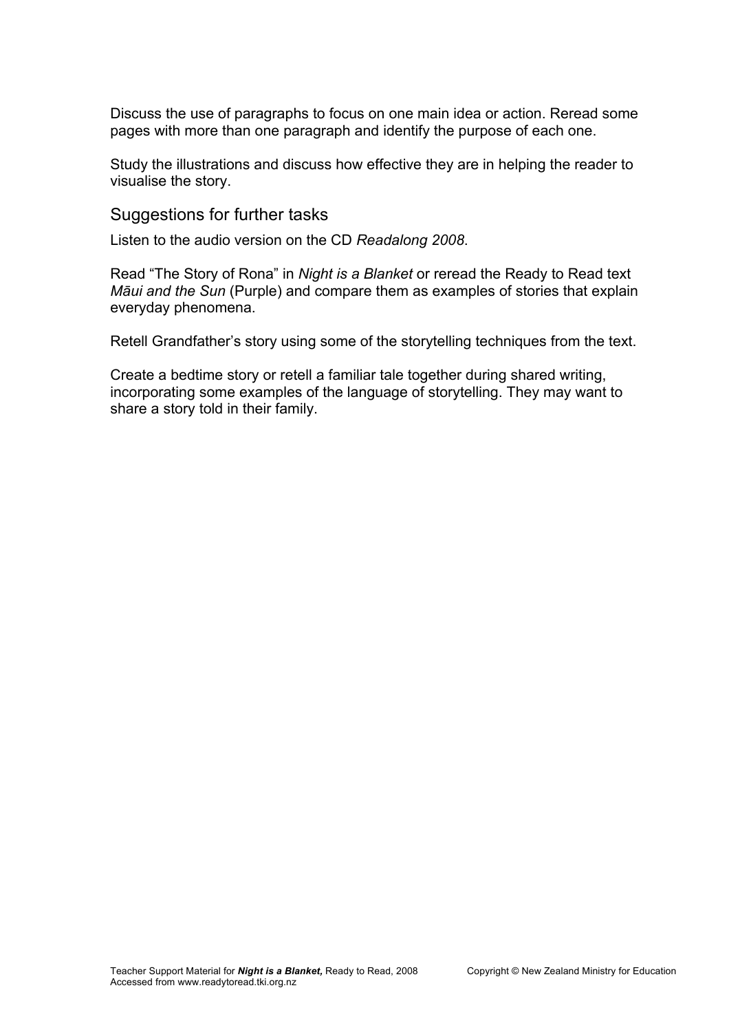Discuss the use of paragraphs to focus on one main idea or action. Reread some pages with more than one paragraph and identify the purpose of each one.

Study the illustrations and discuss how effective they are in helping the reader to visualise the story.

## Suggestions for further tasks

Listen to the audio version on the CD *Readalong 2008*.

Read "The Story of Rona" in *Night is a Blanket* or reread the Ready to Read text *Māui and the Sun* (Purple) and compare them as examples of stories that explain everyday phenomena.

Retell Grandfather's story using some of the storytelling techniques from the text.

Create a bedtime story or retell a familiar tale together during shared writing, incorporating some examples of the language of storytelling. They may want to share a story told in their family.